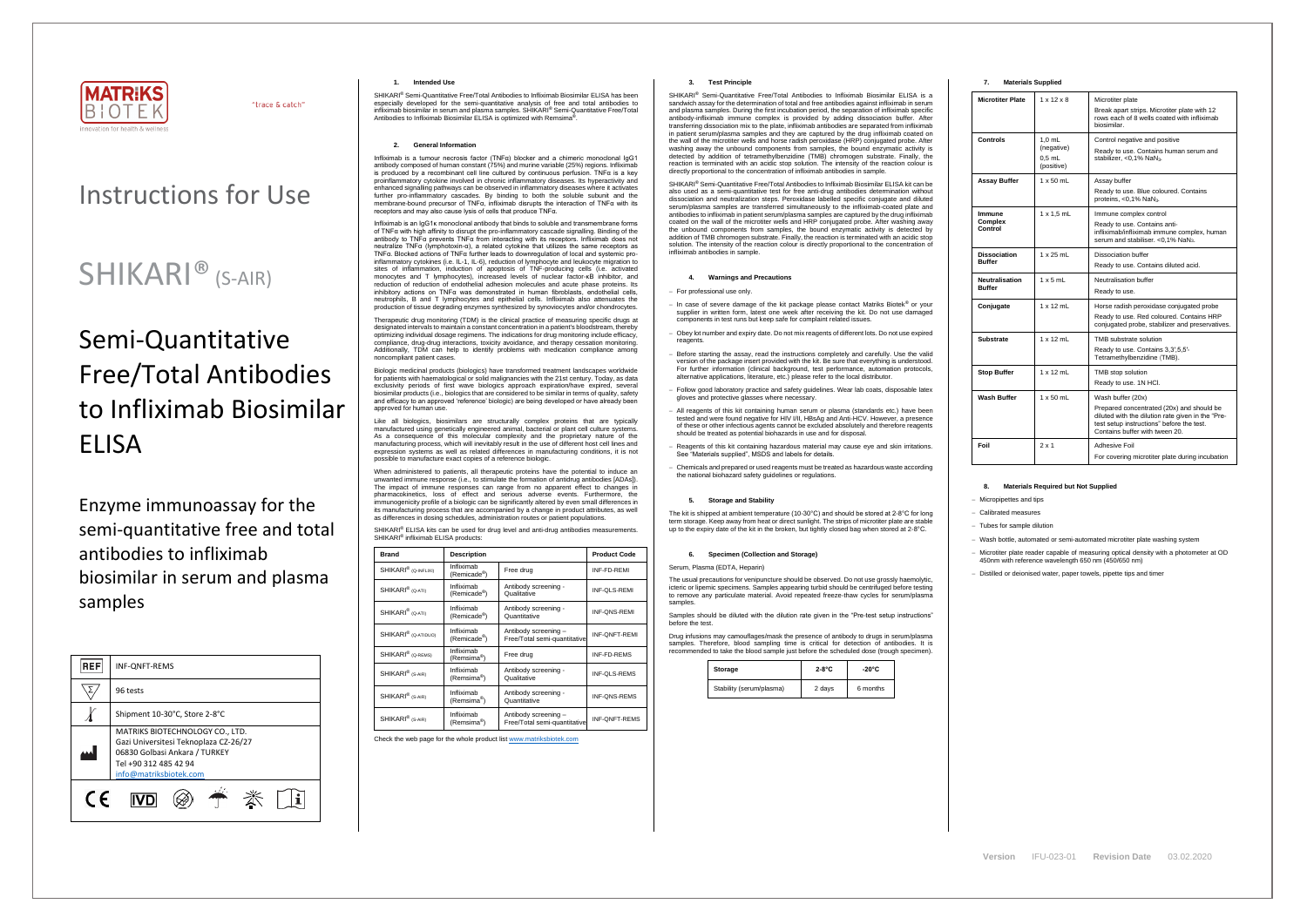MATRIKS BIOTEK

"trace & catch"

Innovation for health & wellness

# Instructions for Use

# SHIKARI® (S-AIR)

# Semi-Quantitative Free/Total Antibodies to Infliximab Biosimilar ELISA

Enzyme immunoassay for the semi-quantitative free and total antibodies to infliximab biosimilar in serum and plasma samples

| | |
|---|---|
| REF | INF-QNFT-REMS |
| Σ | 96 tests |
| | Shipment 10-30°C, Store 2-8°C |
| | MATRIKS BIOTECHNOLOGY CO., LTD. Gazi Universitesi Teknoplaza CZ-26/27 06830 Golbasi Ankara / TURKEY Tel +90 312 485 42 94 info@matriksbiotek.com |

CE IVD

## 1. Intended Use

SHIKARI® Semi-Quantitative Free/Total Antibodies to Infliximab Biosimilar ELISA has been especially developed for the semi-quantitative analysis of free and total antibodies to infliximab biosimilar in serum and plasma samples. SHIKARI® Semi-Quantitative Free/Total Antibodies to Infliximab Biosimilar ELISA is optimized with Remsima®.

## 2. General Information

Infliximab is a tumour necrosis factor (TNFα) blocker and a chimeric monoclonal IgG1 antibody composed of human constant (75%) and murine variable (25%) regions. Infliximab is produced by a recombinant cell line cultured by continuous perfusion. TNFα is a key proinflammatory cytokine involved in chronic inflammatory diseases. Its hyperactivity and enhanced signalling pathways can be observed in inflammatory diseases where it activates further pro-inflammatory cascades. By binding to both the soluble subunit and the membrane-bound precursor of TNFα, infliximab disrupts the interaction of TNFα with its receptors and may also cause lysis of cells that produce TNFα.

Infliximab is an IgG1κ monoclonal antibody that binds to soluble and transmembrane forms of TNFα with high affinity to disrupt the pro-inflammatory cascade signalling. Binding of the antibody to TNFα prevents TNFα from interacting with its receptors. Infliximab does not neutralize TNFα (lymphotoxin-α), a related cytokine that utilizes the same receptors as TNFα. Blocked actions of TNFα further leads to downregulation of local and systemic pro-inflammatory cytokines (i.e. IL-1, IL-6), reduction of lymphocyte and leukocyte migration to sites of inflammation, induction of apoptosis of TNF-producing cells (i.e. activated monocytes and T lymphocytes), increased levels of nuclear factor-κB inhibitor, and reduction of reduction of endothelial adhesion molecules and acute phase proteins. Its inhibitory actions on TNFα was demonstrated in human fibroblasts, endothelial cells, neutrophils, B and T lymphocytes and epithelial cells. Infliximab also attenuates the production of tissue degrading enzymes synthesized by synoviocytes and/or chondrocytes.

Therapeutic drug monitoring (TDM) is the clinical practice of measuring specific drugs at designated intervals to maintain a constant concentration in a patient's bloodstream, thereby optimizing individual dosage regimens. The indications for drug monitoring include efficacy, compliance, drug-drug interactions, toxicity avoidance, and therapy cessation monitoring. Additionally, TDM can help to identify problems with medication compliance among noncompliant patient cases.

Biologic medicinal products (biologics) have transformed treatment landscapes worldwide for patients with haematological or solid malignancies with the 21st century. Today, as data exclusivity periods of first wave biologics approach expiration/have expired, several biosimilar products (i.e., biologics that are considered to be similar in terms of quality, safety and efficacy to an approved 'reference' biologic) are being developed or have already been approved for human use.

Like all biologics, biosimilars are structurally complex proteins that are typically manufactured using genetically engineered animal, bacterial or plant cell culture systems. As a consequence of this molecular complexity and the proprietary nature of the manufacturing process, which will inevitably result in the use of different host cell lines and expression systems as well as related differences in manufacturing conditions, it is not possible to manufacture exact copies of a reference biologic.

When administered to patients, all therapeutic proteins have the potential to induce an unwanted immune response (i.e., to stimulate the formation of antidrug antibodies [ADAs]). The impact of immune responses can range from no apparent effect to changes in pharmacokinetics, loss of effect and serious adverse events. Furthermore, the immunogenicity profile of a biologic can be significantly altered by even small differences in its manufacturing process that are accompanied by a change in product attributes, as well as differences in dosing schedules, administration routes or patient populations.

SHIKARI® ELISA kits can be used for drug level and anti-drug antibodies measurements. SHIKARI® infliximab ELISA products:

| Brand | Description | | Product Code |
|---|---|---|---|
| SHIKARI® (Q-INFLIXI) | Infliximab (Remicade®) | Free drug | INF-FD-REMI |
| SHIKARI® (Q-ATI) | Infliximab (Remicade®) | Antibody screening - Qualitative | INF-QLS-REMI |
| SHIKARI® (Q-ATI) | Infliximab (Remicade®) | Antibody screening - Quantitative | INF-QNS-REMI |
| SHIKARI® (Q-ATIDUO) | Infliximab (Remicade®) | Antibody screening – Free/Total semi-quantitative | INF-QNFT-REMI |
| SHIKARI® (Q-REMS) | Infliximab (Remsima®) | Free drug | INF-FD-REMS |
| SHIKARI® (S-AIR) | Infliximab (Remsima®) | Antibody screening - Qualitative | INF-QLS-REMS |
| SHIKARI® (S-AIR) | Infliximab (Remsima®) | Antibody screening - Quantitative | INF-QNS-REMS |
| SHIKARI® (S-AIR) | Infliximab (Remsima®) | Antibody screening – Free/Total semi-quantitative | INF-QNFT-REMS |

Check the web page for the whole product list www.matriksbiotek.com

## 3. Test Principle

SHIKARI® Semi-Quantitative Free/Total Antibodies to Infliximab Biosimilar ELISA is a sandwich assay for the determination of total and free antibodies against infliximab in serum and plasma samples. During the first incubation period, the separation of infliximab specific antibody-infliximab immune complex is provided by adding dissociation buffer. After transferring dissociation mix to the plate, infliximab antibodies are separated from infliximab in patient serum/plasma samples and they are captured by the drug infliximab coated on the wall of the microtiter wells and horse radish peroxidase (HRP) conjugated probe. After washing away the unbound components from samples, the bound enzymatic activity is detected by addition of tetramethylbenzidine (TMB) chromogen substrate. Finally, the reaction is terminated with an acidic stop solution. The intensity of the reaction colour is directly proportional to the concentration of infliximab antibodies in sample.

SHIKARI® Semi-Quantitative Free/Total Antibodies to Infliximab Biosimilar ELISA kit can be also used as a semi-quantitative test for free anti-drug antibodies determination without dissociation and neutralization steps. Peroxidase labelled specific conjugate and diluted serum/plasma samples are transferred simultaneously to the infliximab-coated plate and antibodies to infliximab in patient serum/plasma samples are captured by the drug infliximab coated on the wall of the microtiter wells and HRP conjugated probe. After washing away the unbound components from samples, the bound enzymatic activity is detected by addition of TMB chromogen substrate. Finally, the reaction is terminated with an acidic stop solution. The intensity of the reaction colour is directly proportional to the concentration of infliximab antibodies in sample.

## 4. Warnings and Precautions

- For professional use only.
- In case of severe damage of the kit package please contact Matriks Biotek® or your supplier in written form, latest one week after receiving the kit. Do not use damaged components in test runs but keep safe for complaint related issues.
- Obey lot number and expiry date. Do not mix reagents of different lots. Do not use expired reagents.
- Before starting the assay, read the instructions completely and carefully. Use the valid version of the package insert provided with the kit. Be sure that everything is understood. For further information (clinical background, test performance, automation protocols, alternative applications, literature, etc.) please refer to the local distributor.
- Follow good laboratory practice and safety guidelines. Wear lab coats, disposable latex gloves and protective glasses where necessary.
- All reagents of this kit containing human serum or plasma (standards etc.) have been tested and were found negative for HIV I/II, HBsAg and Anti-HCV. However, a presence of these or other infectious agents cannot be excluded absolutely and therefore reagents should be treated as potential biohazards in use and for disposal.
- Reagents of this kit containing hazardous material may cause eye and skin irritations. See "Materials supplied", MSDS and labels for details.
- Chemicals and prepared or used reagents must be treated as hazardous waste according the national biohazard safety guidelines or regulations.

## 5. Storage and Stability

The kit is shipped at ambient temperature (10-30°C) and should be stored at 2-8°C for long term storage. Keep away from heat or direct sunlight. The strips of microtiter plate are stable up to the expiry date of the kit in the broken, but tightly closed bag when stored at 2-8°C.

## 6. Specimen (Collection and Storage)

Serum, Plasma (EDTA, Heparin)

The usual precautions for venipuncture should be observed. Do not use grossly haemolytic, icteric or lipemic specimens. Samples appearing turbid should be centrifuged before testing to remove any particulate material. Avoid repeated freeze-thaw cycles for serum/plasma samples.

Samples should be diluted with the dilution rate given in the "Pre-test setup instructions" before the test.

Drug infusions may camouflages/mask the presence of antibody to drugs in serum/plasma samples. Therefore, blood sampling time is critical for detection of antibodies. It is recommended to take the blood sample just before the scheduled dose (trough specimen).

| Storage | 2-8°C | -20°C |
|---|---|---|
| Stability (serum/plasma) | 2 days | 6 months |

## 7. Materials Supplied

| | | |
|---|---|---|
| **Microtiter Plate** | 1 x 12 x 8 | Microtiter plate<br>Break apart strips. Microtiter plate with 12 rows each of 8 wells coated with infliximab biosimilar. |
| **Controls** | 1,0 mL (negative)<br>0,5 mL (positive) | Control negative and positive<br>Ready to use. Contains human serum and stabilizer, <0,1% $NaN_3$. |
| **Assay Buffer** | 1 x 50 mL | Assay buffer<br>Ready to use. Blue coloured. Contains proteins, <0,1% $NaN_3$. |
| **Immune Complex Control** | 1 x 1,5 mL | Immune complex control<br>Ready to use. Contains anti-infliximab/infliximab immune complex, human serum and stabiliser. <0,1% $NaN_3$. |
| **Dissociation Buffer** | 1 x 25 mL | Dissociation buffer<br>Ready to use. Contains diluted acid. |
| **Neutralisation Buffer** | 1 x 5 mL | Neutralisation buffer<br>Ready to use. |
| **Conjugate** | 1 x 12 mL | Horse radish peroxidase conjugated probe<br>Ready to use. Red coloured. Contains HRP conjugated probe, stabilizer and preservatives. |
| **Substrate** | 1 x 12 mL | TMB substrate solution<br>Ready to use. Contains 3,3',5,5'-Tetramethylbenzidine (TMB). |
| **Stop Buffer** | 1 x 12 mL | TMB stop solution<br>Ready to use. 1N HCl. |
| **Wash Buffer** | 1 x 50 mL | Wash buffer (20x)<br>Prepared concentrated (20x) and should be diluted with the dilution rate given in the "Pre-test setup instructions" before the test. Contains buffer with tween 20. |
| **Foil** | 2 x 1 | Adhesive Foil<br>For covering microtiter plate during incubation |

## 8. Materials Required but Not Supplied

- Micropipettes and tips
- Calibrated measures
- Tubes for sample dilution
- Wash bottle, automated or semi-automated microtiter plate washing system
- Microtiter plate reader capable of measuring optical density with a photometer at OD 450nm with reference wavelength 650 nm (450/650 nm)
- Distilled or deionised water, paper towels, pipette tips and timer

Version IFU-023-01 Revision Date 03.02.2020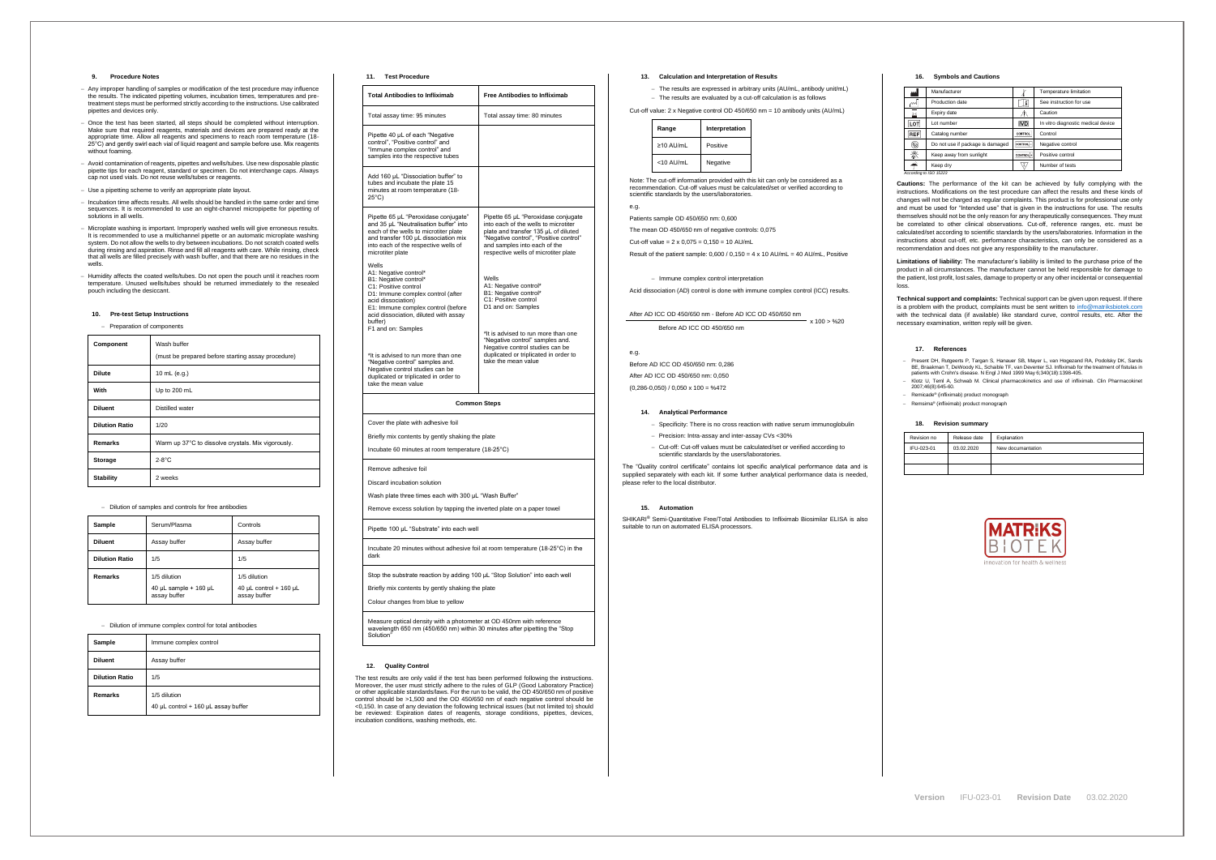## 9. Procedure Notes

- Any improper handling of samples or modification of the test procedure may influence the results. The indicated pipetting volumes, incubation times, temperatures and pre-treatment steps must be performed strictly according to the instructions. Use calibrated pipettes and devices only.
- Once the test has been started, all steps should be completed without interruption. Make sure that required reagents, materials and devices are prepared ready at the appropriate time. Allow all reagents and specimens to reach room temperature (18-25°C) and gently swirl each vial of liquid reagent and sample before use. Mix reagents without foaming.
- Avoid contamination of reagents, pipettes and wells/tubes. Use new disposable plastic pipette tips for each reagent, standard or specimen. Do not interchange caps. Always cap not used vials. Do not reuse wells/tubes or reagents.
- Use a pipetting scheme to verify an appropriate plate layout.
- Incubation time affects results. All wells should be handled in the same order and time sequences. It is recommended to use an eight-channel micropipette for pipetting of solutions in all wells.
- Microplate washing is important. Improperly washed wells will give erroneous results. It is recommended to use a multichannel pipette or an automatic microplate washing system. Do not allow the wells to dry between incubations. Do not scratch coated wells during rinsing and aspiration. Rinse and fill all reagents with care. While rinsing, check that all wells are filled precisely with wash buffer, and that there are no residues in the wells.
- Humidity affects the coated wells/tubes. Do not open the pouch until it reaches room temperature. Unused wells/tubes should be returned immediately to the resealed pouch including the desiccant.

## 10. Pre-test Setup Instructions

- Preparation of components

| Component | Wash buffer<br>(must be prepared before starting assay procedure) |
|---|---|
| **Dilute** | 10 mL (e.g.) |
| **With** | Up to 200 mL |
| **Diluent** | Distilled water |
| **Dilution Ratio** | 1/20 |
| **Remarks** | Warm up 37°C to dissolve crystals. Mix vigorously. |
| **Storage** | 2-8°C |
| **Stability** | 2 weeks |

- Dilution of samples and controls for free antibodies

| Sample | Serum/Plasma | Controls |
|---|---|---|
| **Diluent** | Assay buffer | Assay buffer |
| **Dilution Ratio** | 1/5 | 1/5 |
| **Remarks** | 1/5 dilution<br>40 µL sample + 160 µL assay buffer | 1/5 dilution<br>40 µL control + 160 µL assay buffer |

- Dilution of immune complex control for total antibodies

| Sample | Immune complex control |
|---|---|
| **Diluent** | Assay buffer |
| **Dilution Ratio** | 1/5 |
| **Remarks** | 1/5 dilution<br>40 µL control + 160 µL assay buffer |

## 11. Test Procedure

| Total Antibodies to Infliximab | Free Antibodies to Infliximab |
|---|---|
| Total assay time: 95 minutes | Total assay time: 80 minutes |
| Pipette 40 µL of each "Negative control", "Positive control" and "Immune complex control" and samples into the respective tubes | |
| Add 160 µL "Dissociation buffer" to tubes and incubate the plate 15 minutes at room temperature (18-25°C) | |
| Pipette 65 µL "Peroxidase conjugate" and 35 µL "Neutralisation buffer" into each of the wells to microtiter plate and transfer 100 µL dissociation mix into each of the respective wells of microtiter plate<br><br>Wells<br>A1: Negative control*<br>B1: Negative control*<br>C1: Positive control<br>D1: Immune complex control (after acid dissociation)<br>E1: Immune complex control (before acid dissociation, diluted with assay buffer)<br>F1 and on: Samples<br><br>*It is advised to run more than one "Negative control" samples and. Negative control studies can be duplicated or triplicated in order to take the mean value | Pipette 65 µL "Peroxidase conjugate into each of the wells to microtiter plate and transfer 135 µL of diluted "Negative control", "Positive control" and samples into each of the respective wells of microtiter plate<br><br>Wells<br>A1: Negative control*<br>B1: Negative control*<br>C1: Positive control<br>D1 and on: Samples<br><br>*It is advised to run more than one "Negative control" samples and. Negative control studies can be duplicated or triplicated in order to take the mean value |
| **Common Steps** | |
| Cover the plate with adhesive foil<br><br>Briefly mix contents by gently shaking the plate<br><br>Incubate 60 minutes at room temperature (18-25°C) | |
| Remove adhesive foil<br><br>Discard incubation solution<br><br>Wash plate three times each with 300 µL "Wash Buffer"<br><br>Remove excess solution by tapping the inverted plate on a paper towel | |
| Pipette 100 µL "Substrate" into each well | |
| Incubate 20 minutes without adhesive foil at room temperature (18-25°C) in the dark | |
| Stop the substrate reaction by adding 100 µL "Stop Solution" into each well<br><br>Briefly mix contents by gently shaking the plate<br><br>Colour changes from blue to yellow | |
| Measure optical density with a photometer at OD 450nm with reference wavelength 650 nm (450/650 nm) within 30 minutes after pipetting the "Stop Solution" | |

## 12. Quality Control

The test results are only valid if the test has been performed following the instructions. Moreover, the user must strictly adhere to the rules of GLP (Good Laboratory Practice) or other applicable standards/laws. For the run to be valid, the OD 450/650 nm of positive control should be >1,500 and the OD 450/650 nm of each negative control should be <0,150. In case of any deviation the following technical issues (but not limited to) should be reviewed: Expiration dates of reagents, storage conditions, pipettes, devices, incubation conditions, washing methods, etc.

## 13. Calculation and Interpretation of Results

- The results are expressed in arbitrary units (AU/mL, antibody unit/mL)
- The results are evaluated by a cut-off calculation is as follows

Cut-off value: 2 x Negative control OD 450/650 nm = 10 antibody units (AU/mL)

| Range | Interpretation |
|---|---|
| ≥10 AU/mL | Positive |
| <10 AU/mL | Negative |

Note: The cut-off information provided with this kit can only be considered as a recommendation. Cut-off values must be calculated/set or verified according to scientific standards by the users/laboratories.

e.g.

Patients sample OD 450/650 nm: 0,600

The mean OD 450/650 nm of negative controls: 0,075

Cut-off value = 2 x 0,075 = 0,150 = 10 AU/mL

Result of the patient sample: 0,600 / 0,150 = 4 x 10 AU/mL = 40 AU/mL, Positive

- Immune complex control interpretation

Acid dissociation (AD) control is done with immune complex control (ICC) results.

$$\frac{\text{After AD ICC OD 450/650 nm} - \text{Before AD ICC OD 450/650 nm}}{\text{Before AD ICC OD 450/650 nm}} \times 100 > \%20$$

e.g.

Before AD ICC OD 450/650 nm: 0,286

After AD ICC OD 450/650 nm: 0,050

(0,286-0,050) / 0,050 x 100 = %472

## 14. Analytical Performance

- Specificity: There is no cross reaction with native serum immunoglobulin
- Precision: Intra-assay and inter-assay CVs <30%
- Cut-off: Cut-off values must be calculated/set or verified according to scientific standards by the users/laboratories.

The "Quality control certificate" contains lot specific analytical performance data and is supplied separately with each kit. If some further analytical performance data is needed, please refer to the local distributor.

## 15. Automation

SHIKARI® Semi-Quantitative Free/Total Antibodies to Infliximab Biosimilar ELISA is also suitable to run on automated ELISA processors.

## 16. Symbols and Cautions

| | | | |
|---|---|---|---|
| | Manufacturer | | Temperature limitation |
| | Production date | | See instruction for use |
| | Expiry date | | Caution |
| LOT | Lot number | IVD | In vitro diagnostic medical device |
| REF | Catalog number | CONTROL | Control |
| | Do not use if package is damaged | CONTROL - | Negative control |
| | Keep away from sunlight | CONTROL + | Positive control |
| | Keep dry | | Number of tests |

According to ISO 15223

**Cautions:** The performance of the kit can be achieved by fully complying with the instructions. Modifications on the test procedure can affect the results and these kinds of changes will not be charged as regular complaints. This product is for professional use only and must be used for "Intended use" that is given in the instructions for use. The results themselves should not be the only reason for any therapeutically consequences. They must be correlated to other clinical observations. Cut-off, reference ranges, etc. must be calculated/set according to scientific standards by the users/laboratories. Information in the instructions about cut-off, etc. performance characteristics, can only be considered as a recommendation and does not give any responsibility to the manufacturer.

**Limitations of liability:** The manufacturer's liability is limited to the purchase price of the product in all circumstances. The manufacturer cannot be held responsible for damage to the patient, lost profit, lost sales, damage to property or any other incidental or consequential loss.

**Technical support and complaints:** Technical support can be given upon request. If there is a problem with the product, complaints must be sent written to info@matriksbiotek.com with the technical data (if available) like standard curve, control results, etc. After the necessary examination, written reply will be given.

## 17. References

- Present DH, Rutgeerts P, Targan S, Hanauer SB, Mayer L, van Hogezand RA, Podolsky DK, Sands BE, Braakman T, DeWoody KL, Schaible TF, van Deventer SJ. Infliximab for the treatment of fistulas in patients with Crohn's disease. N Engl J Med 1999 May 6;340(18):1398-405.
- Klotz U, Teml A, Schwab M. Clinical pharmacokinetics and use of infliximab. Clin Pharmacokinet 2007;46(8):645-60.
- Remicade® (infliximab) product monograph
- Remsima® (infliximab) product monograph

## 18. Revision summary

| Revision no | Release date | Explanation |
|---|---|---|
| IFU-023-01 | 03.02.2020 | New documantation |
| | | |
| | | |

MATRIKS BIOTEK
innovation for health & wellness

**Version** IFU-023-01 **Revision Date** 03.02.2020